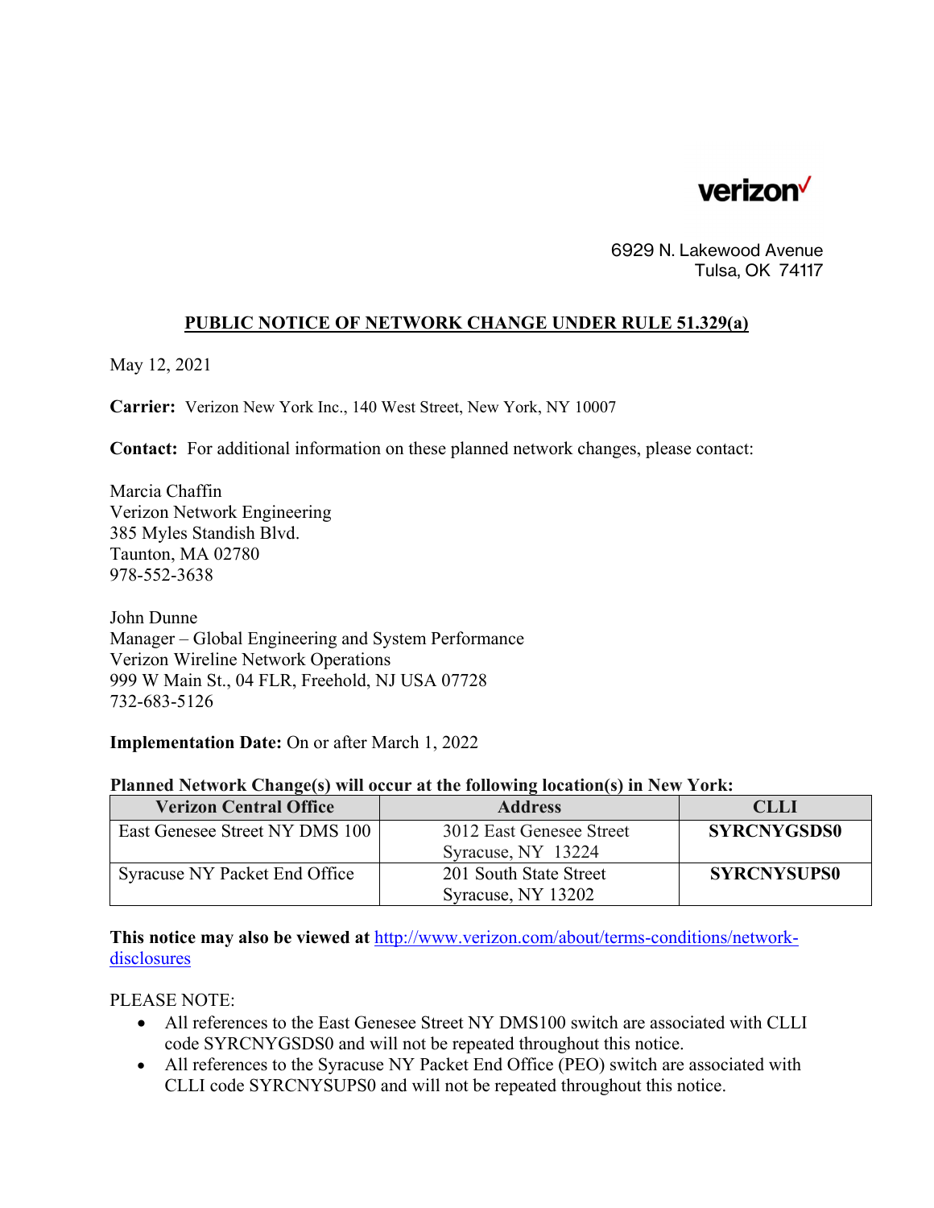verizon

6929 N. Lakewood Avenue
Tulsa, OK 74117

## PUBLIC NOTICE OF NETWORK CHANGE UNDER RULE 51.329(a)

May 12, 2021

**Carrier:** Verizon New York Inc., 140 West Street, New York, NY 10007

**Contact:** For additional information on these planned network changes, please contact:

Marcia Chaffin
Verizon Network Engineering
385 Myles Standish Blvd.
Taunton, MA 02780
978-552-3638

John Dunne
Manager – Global Engineering and System Performance
Verizon Wireline Network Operations
999 W Main St., 04 FLR, Freehold, NJ USA 07728
732-683-5126

**Implementation Date:** On or after March 1, 2022

**Planned Network Change(s) will occur at the following location(s) in New York:**

| Verizon Central Office | Address | CLLI |
|---|---|---|
| East Genesee Street NY DMS 100 | 3012 East Genesee Street Syracuse, NY 13224 | **SYRCNYGSDS0** |
| Syracuse NY Packet End Office | 201 South State Street Syracuse, NY 13202 | **SYRCNYSUPS0** |

**This notice may also be viewed at** http://www.verizon.com/about/terms-conditions/network-disclosures

PLEASE NOTE:

- All references to the East Genesee Street NY DMS100 switch are associated with CLLI code SYRCNYGSDS0 and will not be repeated throughout this notice.
- All references to the Syracuse NY Packet End Office (PEO) switch are associated with CLLI code SYRCNYSUPS0 and will not be repeated throughout this notice.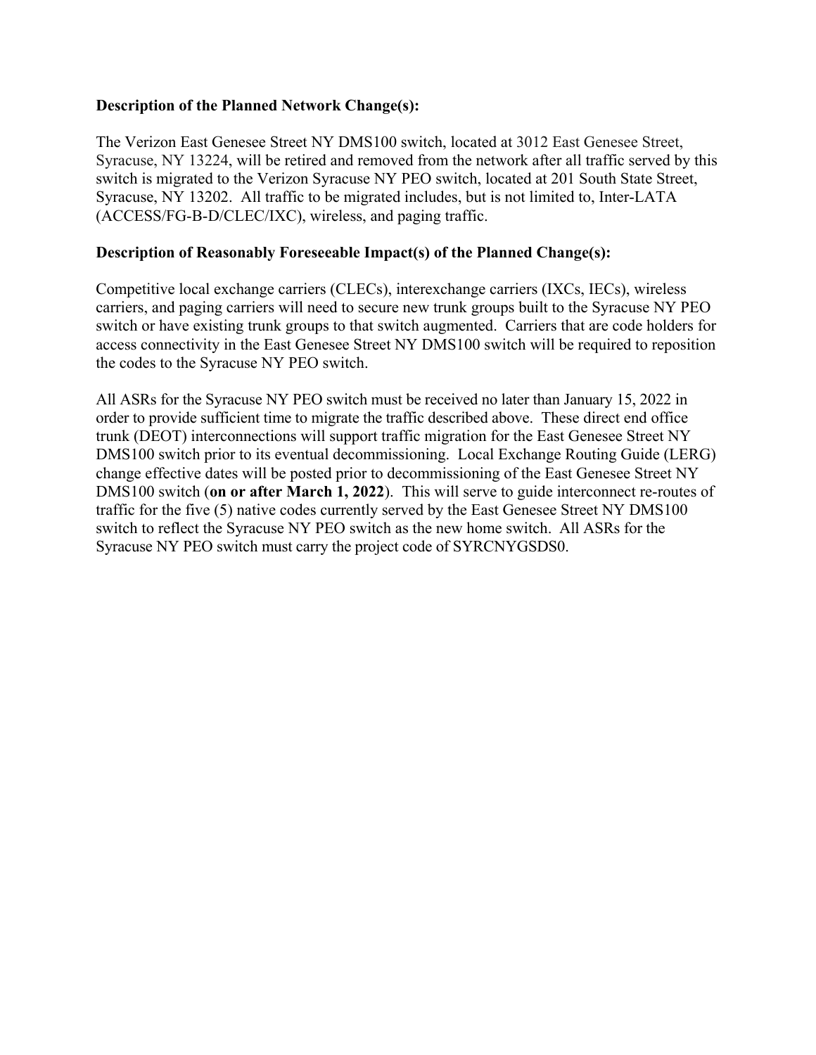**Description of the Planned Network Change(s):**

The Verizon East Genesee Street NY DMS100 switch, located at 3012 East Genesee Street, Syracuse, NY 13224, will be retired and removed from the network after all traffic served by this switch is migrated to the Verizon Syracuse NY PEO switch, located at 201 South State Street, Syracuse, NY 13202. All traffic to be migrated includes, but is not limited to, Inter-LATA (ACCESS/FG-B-D/CLEC/IXC), wireless, and paging traffic.

**Description of Reasonably Foreseeable Impact(s) of the Planned Change(s):**

Competitive local exchange carriers (CLECs), interexchange carriers (IXCs, IECs), wireless carriers, and paging carriers will need to secure new trunk groups built to the Syracuse NY PEO switch or have existing trunk groups to that switch augmented. Carriers that are code holders for access connectivity in the East Genesee Street NY DMS100 switch will be required to reposition the codes to the Syracuse NY PEO switch.

All ASRs for the Syracuse NY PEO switch must be received no later than January 15, 2022 in order to provide sufficient time to migrate the traffic described above. These direct end office trunk (DEOT) interconnections will support traffic migration for the East Genesee Street NY DMS100 switch prior to its eventual decommissioning. Local Exchange Routing Guide (LERG) change effective dates will be posted prior to decommissioning of the East Genesee Street NY DMS100 switch (**on or after March 1, 2022**). This will serve to guide interconnect re-routes of traffic for the five (5) native codes currently served by the East Genesee Street NY DMS100 switch to reflect the Syracuse NY PEO switch as the new home switch. All ASRs for the Syracuse NY PEO switch must carry the project code of SYRCNYGSDS0.